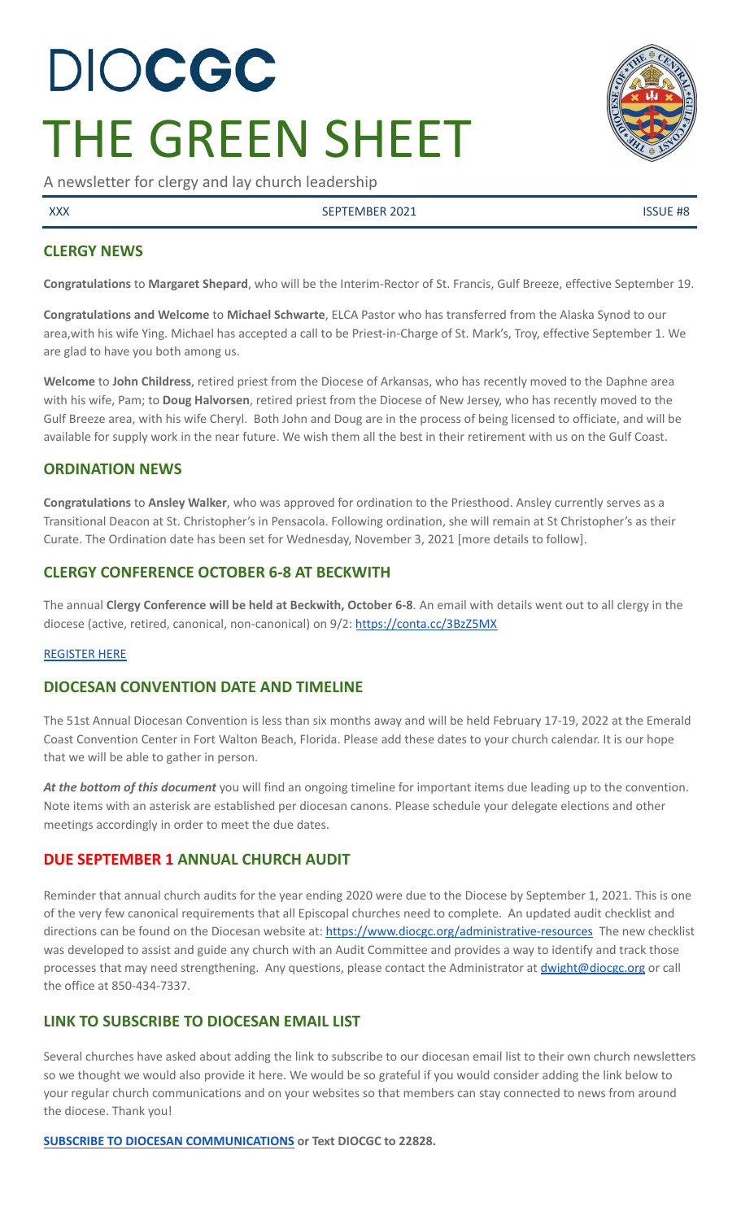# DIOCGC
# THE GREEN SHEET

A newsletter for clergy and lay church leadership

XXX SEPTEMBER 2021 ISSUE #8

## CLERGY NEWS

**Congratulations** to **Margaret Shepard**, who will be the Interim-Rector of St. Francis, Gulf Breeze, effective September 19.

**Congratulations and Welcome** to **Michael Schwarte**, ELCA Pastor who has transferred from the Alaska Synod to our area,with his wife Ying. Michael has accepted a call to be Priest-in-Charge of St. Mark's, Troy, effective September 1. We are glad to have you both among us.

**Welcome** to **John Childress**, retired priest from the Diocese of Arkansas, who has recently moved to the Daphne area with his wife, Pam; to **Doug Halvorsen**, retired priest from the Diocese of New Jersey, who has recently moved to the Gulf Breeze area, with his wife Cheryl. Both John and Doug are in the process of being licensed to officiate, and will be available for supply work in the near future. We wish them all the best in their retirement with us on the Gulf Coast.

## ORDINATION NEWS

**Congratulations** to **Ansley Walker**, who was approved for ordination to the Priesthood. Ansley currently serves as a Transitional Deacon at St. Christopher's in Pensacola. Following ordination, she will remain at St Christopher's as their Curate. The Ordination date has been set for Wednesday, November 3, 2021 [more details to follow].

## CLERGY CONFERENCE OCTOBER 6-8 AT BECKWITH

The annual **Clergy Conference will be held at Beckwith, October 6-8**. An email with details went out to all clergy in the diocese (active, retired, canonical, non-canonical) on 9/2: https://conta.cc/3BzZ5MX

REGISTER HERE

## DIOCESAN CONVENTION DATE AND TIMELINE

The 51st Annual Diocesan Convention is less than six months away and will be held February 17-19, 2022 at the Emerald Coast Convention Center in Fort Walton Beach, Florida. Please add these dates to your church calendar. It is our hope that we will be able to gather in person.

***At the bottom of this document*** you will find an ongoing timeline for important items due leading up to the convention. Note items with an asterisk are established per diocesan canons. Please schedule your delegate elections and other meetings accordingly in order to meet the due dates.

## DUE SEPTEMBER 1 ANNUAL CHURCH AUDIT

Reminder that annual church audits for the year ending 2020 were due to the Diocese by September 1, 2021. This is one of the very few canonical requirements that all Episcopal churches need to complete. An updated audit checklist and directions can be found on the Diocesan website at: https://www.diocgc.org/administrative-resources The new checklist was developed to assist and guide any church with an Audit Committee and provides a way to identify and track those processes that may need strengthening. Any questions, please contact the Administrator at dwight@diocgc.org or call the office at 850-434-7337.

## LINK TO SUBSCRIBE TO DIOCESAN EMAIL LIST

Several churches have asked about adding the link to subscribe to our diocesan email list to their own church newsletters so we thought we would also provide it here. We would be so grateful if you would consider adding the link below to your regular church communications and on your websites so that members can stay connected to news from around the diocese. Thank you!

**SUBSCRIBE TO DIOCESAN COMMUNICATIONS or Text DIOCGC to 22828.**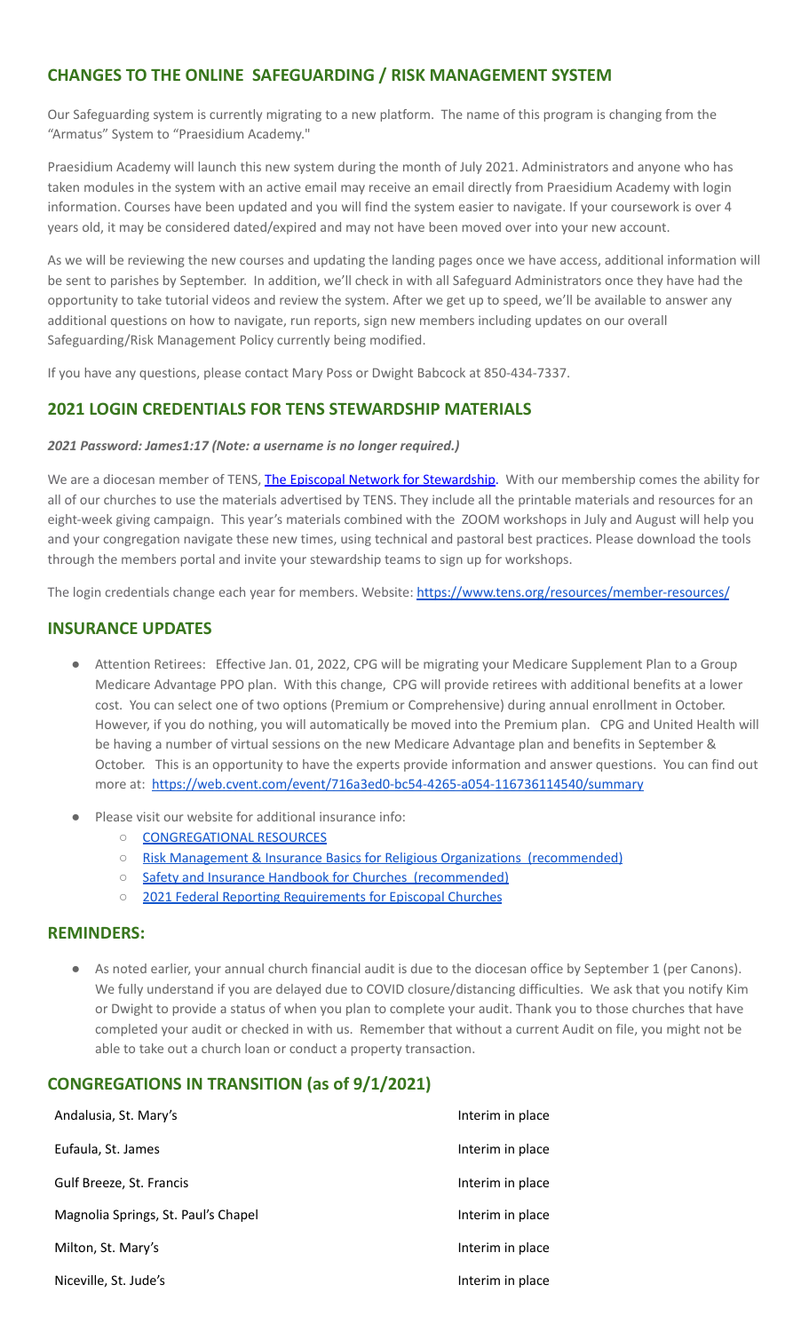## CHANGES TO THE ONLINE SAFEGUARDING / RISK MANAGEMENT SYSTEM

Our Safeguarding system is currently migrating to a new platform. The name of this program is changing from the "Armatus" System to "Praesidium Academy."

Praesidium Academy will launch this new system during the month of July 2021. Administrators and anyone who has taken modules in the system with an active email may receive an email directly from Praesidium Academy with login information. Courses have been updated and you will find the system easier to navigate. If your coursework is over 4 years old, it may be considered dated/expired and may not have been moved over into your new account.

As we will be reviewing the new courses and updating the landing pages once we have access, additional information will be sent to parishes by September. In addition, we'll check in with all Safeguard Administrators once they have had the opportunity to take tutorial videos and review the system. After we get up to speed, we'll be available to answer any additional questions on how to navigate, run reports, sign new members including updates on our overall Safeguarding/Risk Management Policy currently being modified.

If you have any questions, please contact Mary Poss or Dwight Babcock at 850-434-7337.

## 2021 LOGIN CREDENTIALS FOR TENS STEWARDSHIP MATERIALS

***2021 Password: James1:17 (Note: a username is no longer required.)***

We are a diocesan member of TENS, The Episcopal Network for Stewardship. With our membership comes the ability for all of our churches to use the materials advertised by TENS. They include all the printable materials and resources for an eight-week giving campaign. This year's materials combined with the ZOOM workshops in July and August will help you and your congregation navigate these new times, using technical and pastoral best practices. Please download the tools through the members portal and invite your stewardship teams to sign up for workshops.

The login credentials change each year for members. Website: https://www.tens.org/resources/member-resources/

## INSURANCE UPDATES

- Attention Retirees: Effective Jan. 01, 2022, CPG will be migrating your Medicare Supplement Plan to a Group Medicare Advantage PPO plan. With this change, CPG will provide retirees with additional benefits at a lower cost. You can select one of two options (Premium or Comprehensive) during annual enrollment in October. However, if you do nothing, you will automatically be moved into the Premium plan. CPG and United Health will be having a number of virtual sessions on the new Medicare Advantage plan and benefits in September & October. This is an opportunity to have the experts provide information and answer questions. You can find out more at: https://web.cvent.com/event/716a3ed0-bc54-4265-a054-116736114540/summary
- Please visit our website for additional insurance info:
  - CONGREGATIONAL RESOURCES
  - Risk Management & Insurance Basics for Religious Organizations (recommended)
  - Safety and Insurance Handbook for Churches (recommended)
  - 2021 Federal Reporting Requirements for Episcopal Churches

## REMINDERS:

- As noted earlier, your annual church financial audit is due to the diocesan office by September 1 (per Canons). We fully understand if you are delayed due to COVID closure/distancing difficulties. We ask that you notify Kim or Dwight to provide a status of when you plan to complete your audit. Thank you to those churches that have completed your audit or checked in with us. Remember that without a current Audit on file, you might not be able to take out a church loan or conduct a property transaction.

## CONGREGATIONS IN TRANSITION (as of 9/1/2021)

| | |
|---|---|
| Andalusia, St. Mary's | Interim in place |
| Eufaula, St. James | Interim in place |
| Gulf Breeze, St. Francis | Interim in place |
| Magnolia Springs, St. Paul's Chapel | Interim in place |
| Milton, St. Mary's | Interim in place |
| Niceville, St. Jude's | Interim in place |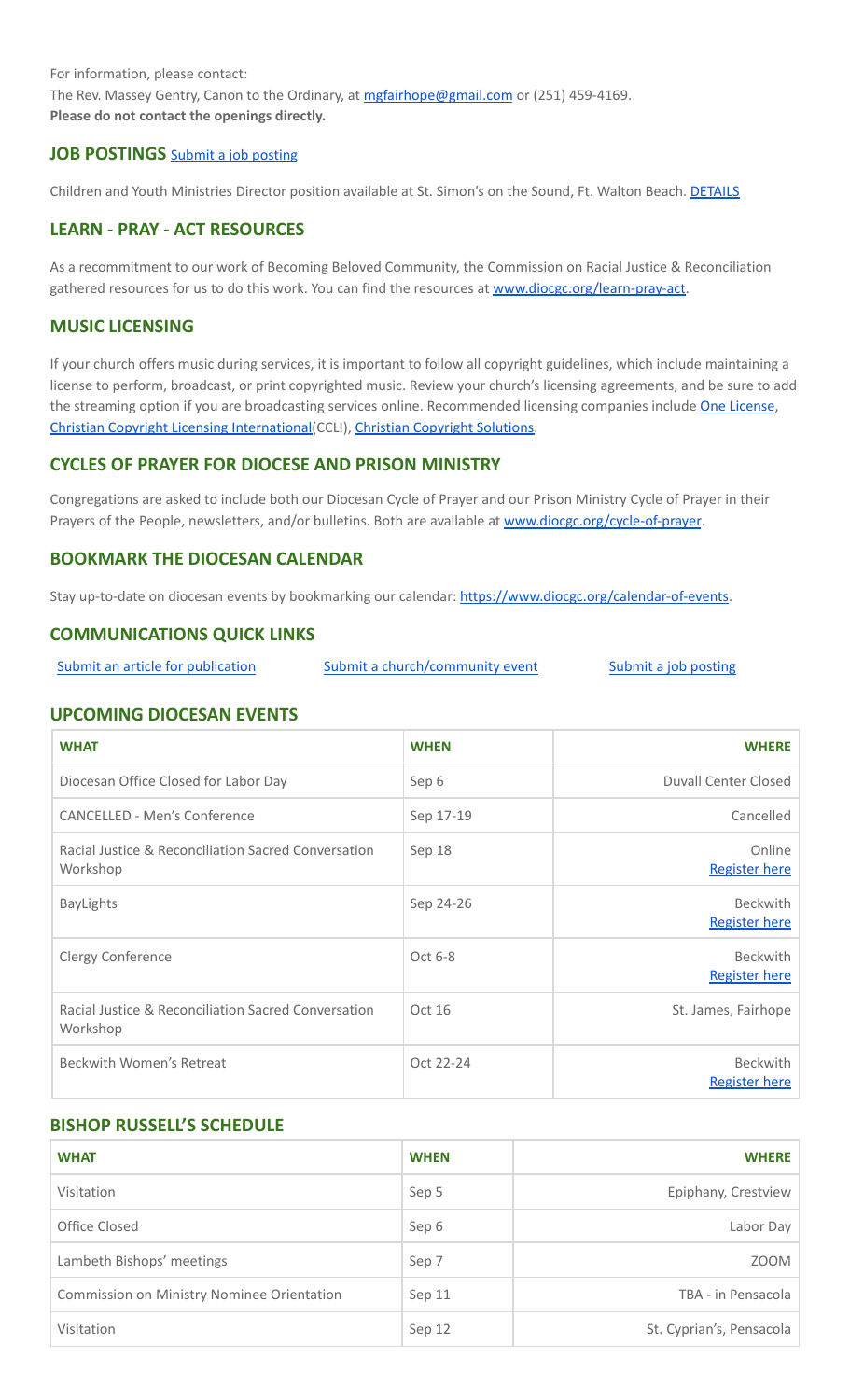For information, please contact:
The Rev. Massey Gentry, Canon to the Ordinary, at mgfairhope@gmail.com or (251) 459-4169.
**Please do not contact the openings directly.**

## JOB POSTINGS Submit a job posting

Children and Youth Ministries Director position available at St. Simon's on the Sound, Ft. Walton Beach. DETAILS

## LEARN - PRAY - ACT RESOURCES

As a recommitment to our work of Becoming Beloved Community, the Commission on Racial Justice & Reconciliation gathered resources for us to do this work. You can find the resources at www.diocgc.org/learn-pray-act.

## MUSIC LICENSING

If your church offers music during services, it is important to follow all copyright guidelines, which include maintaining a license to perform, broadcast, or print copyrighted music. Review your church's licensing agreements, and be sure to add the streaming option if you are broadcasting services online. Recommended licensing companies include One License, Christian Copyright Licensing International(CCLI), Christian Copyright Solutions.

## CYCLES OF PRAYER FOR DIOCESE AND PRISON MINISTRY

Congregations are asked to include both our Diocesan Cycle of Prayer and our Prison Ministry Cycle of Prayer in their Prayers of the People, newsletters, and/or bulletins. Both are available at www.diocgc.org/cycle-of-prayer.

## BOOKMARK THE DIOCESAN CALENDAR

Stay up-to-date on diocesan events by bookmarking our calendar: https://www.diocgc.org/calendar-of-events.

## COMMUNICATIONS QUICK LINKS

Submit an article for publication　　Submit a church/community event　　Submit a job posting

## UPCOMING DIOCESAN EVENTS

| WHAT | WHEN | WHERE |
|---|---|---|
| Diocesan Office Closed for Labor Day | Sep 6 | Duvall Center Closed |
| CANCELLED - Men's Conference | Sep 17-19 | Cancelled |
| Racial Justice & Reconciliation Sacred Conversation Workshop | Sep 18 | Online Register here |
| BayLights | Sep 24-26 | Beckwith Register here |
| Clergy Conference | Oct 6-8 | Beckwith Register here |
| Racial Justice & Reconciliation Sacred Conversation Workshop | Oct 16 | St. James, Fairhope |
| Beckwith Women's Retreat | Oct 22-24 | Beckwith Register here |

## BISHOP RUSSELL'S SCHEDULE

| WHAT | WHEN | WHERE |
|---|---|---|
| Visitation | Sep 5 | Epiphany, Crestview |
| Office Closed | Sep 6 | Labor Day |
| Lambeth Bishops' meetings | Sep 7 | ZOOM |
| Commission on Ministry Nominee Orientation | Sep 11 | TBA - in Pensacola |
| Visitation | Sep 12 | St. Cyprian's, Pensacola |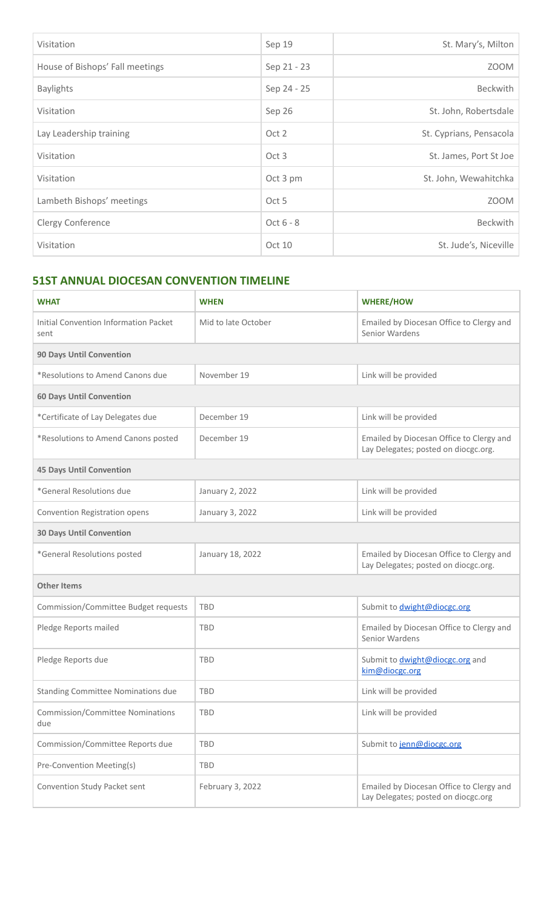| | | |
|---|---|---|
| Visitation | Sep 19 | St. Mary's, Milton |
| House of Bishops' Fall meetings | Sep 21 - 23 | ZOOM |
| Baylights | Sep 24 - 25 | Beckwith |
| Visitation | Sep 26 | St. John, Robertsdale |
| Lay Leadership training | Oct 2 | St. Cyprians, Pensacola |
| Visitation | Oct 3 | St. James, Port St Joe |
| Visitation | Oct 3 pm | St. John, Wewahitchka |
| Lambeth Bishops' meetings | Oct 5 | ZOOM |
| Clergy Conference | Oct 6 - 8 | Beckwith |
| Visitation | Oct 10 | St. Jude's, Niceville |

## 51ST ANNUAL DIOCESAN CONVENTION TIMELINE

| WHAT | WHEN | WHERE/HOW |
|---|---|---|
| Initial Convention Information Packet sent | Mid to late October | Emailed by Diocesan Office to Clergy and Senior Wardens |
| **90 Days Until Convention** | | |
| *Resolutions to Amend Canons due | November 19 | Link will be provided |
| **60 Days Until Convention** | | |
| *Certificate of Lay Delegates due | December 19 | Link will be provided |
| *Resolutions to Amend Canons posted | December 19 | Emailed by Diocesan Office to Clergy and Lay Delegates; posted on diocgc.org. |
| **45 Days Until Convention** | | |
| *General Resolutions due | January 2, 2022 | Link will be provided |
| Convention Registration opens | January 3, 2022 | Link will be provided |
| **30 Days Until Convention** | | |
| *General Resolutions posted | January 18, 2022 | Emailed by Diocesan Office to Clergy and Lay Delegates; posted on diocgc.org. |
| **Other Items** | | |
| Commission/Committee Budget requests | TBD | Submit to dwight@diocgc.org |
| Pledge Reports mailed | TBD | Emailed by Diocesan Office to Clergy and Senior Wardens |
| Pledge Reports due | TBD | Submit to dwight@diocgc.org and kim@diocgc.org |
| Standing Committee Nominations due | TBD | Link will be provided |
| Commission/Committee Nominations due | TBD | Link will be provided |
| Commission/Committee Reports due | TBD | Submit to jenn@diocgc.org |
| Pre-Convention Meeting(s) | TBD | |
| Convention Study Packet sent | February 3, 2022 | Emailed by Diocesan Office to Clergy and Lay Delegates; posted on diocgc.org |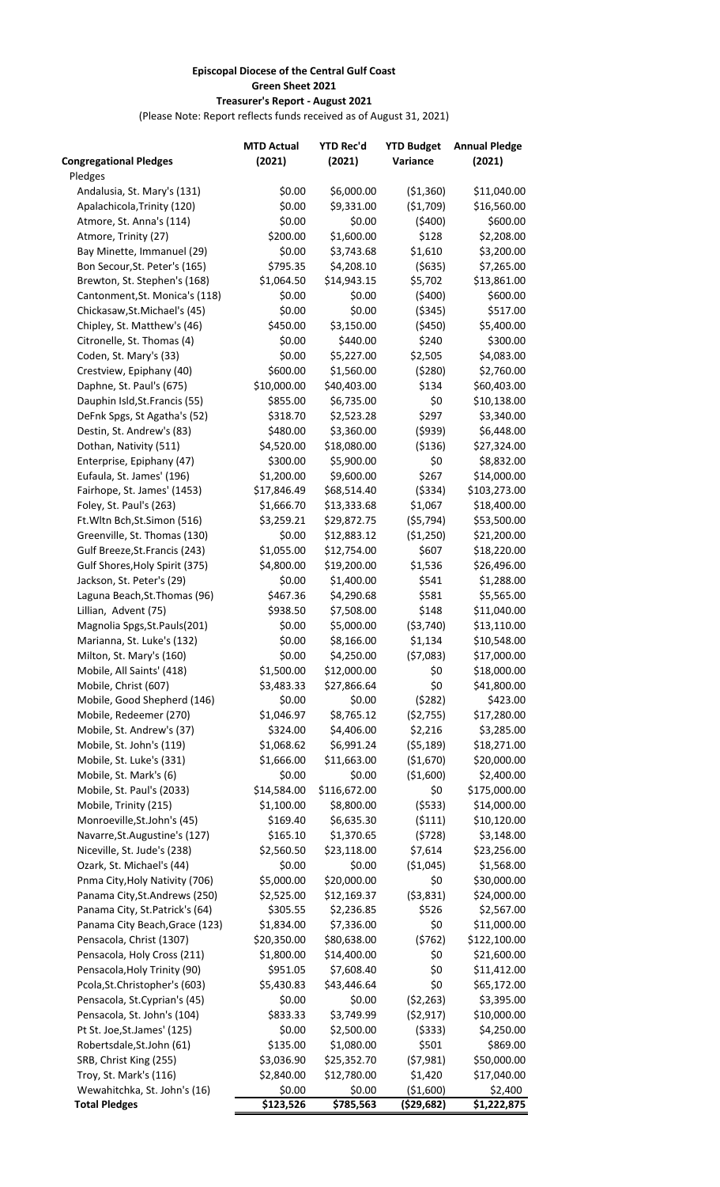**Episcopal Diocese of the Central Gulf Coast**

**Green Sheet 2021**

**Treasurer's Report - August 2021**

(Please Note: Report reflects funds received as of August 31, 2021)

| **Congregational Pledges** | **MTD Actual (2021)** | **YTD Rec'd (2021)** | **YTD Budget Variance** | **Annual Pledge (2021)** |
|---|---|---|---|---|
| Pledges | | | | |
| Andalusia, St. Mary's (131) | $0.00 | $6,000.00 | ($1,360) | $11,040.00 |
| Apalachicola,Trinity (120) | $0.00 | $9,331.00 | ($1,709) | $16,560.00 |
| Atmore, St. Anna's (114) | $0.00 | $0.00 | ($400) | $600.00 |
| Atmore, Trinity (27) | $200.00 | $1,600.00 | $128 | $2,208.00 |
| Bay Minette, Immanuel (29) | $0.00 | $3,743.68 | $1,610 | $3,200.00 |
| Bon Secour,St. Peter's (165) | $795.35 | $4,208.10 | ($635) | $7,265.00 |
| Brewton, St. Stephen's (168) | $1,064.50 | $14,943.15 | $5,702 | $13,861.00 |
| Cantonment,St. Monica's (118) | $0.00 | $0.00 | ($400) | $600.00 |
| Chickasaw,St.Michael's (45) | $0.00 | $0.00 | ($345) | $517.00 |
| Chipley, St. Matthew's (46) | $450.00 | $3,150.00 | ($450) | $5,400.00 |
| Citronelle, St. Thomas (4) | $0.00 | $440.00 | $240 | $300.00 |
| Coden, St. Mary's (33) | $0.00 | $5,227.00 | $2,505 | $4,083.00 |
| Crestview, Epiphany (40) | $600.00 | $1,560.00 | ($280) | $2,760.00 |
| Daphne, St. Paul's (675) | $10,000.00 | $40,403.00 | $134 | $60,403.00 |
| Dauphin Isld,St.Francis (55) | $855.00 | $6,735.00 | $0 | $10,138.00 |
| DeFnk Spgs, St Agatha's (52) | $318.70 | $2,523.28 | $297 | $3,340.00 |
| Destin, St. Andrew's (83) | $480.00 | $3,360.00 | ($939) | $6,448.00 |
| Dothan, Nativity (511) | $4,520.00 | $18,080.00 | ($136) | $27,324.00 |
| Enterprise, Epiphany (47) | $300.00 | $5,900.00 | $0 | $8,832.00 |
| Eufaula, St. James' (196) | $1,200.00 | $9,600.00 | $267 | $14,000.00 |
| Fairhope, St. James' (1453) | $17,846.49 | $68,514.40 | ($334) | $103,273.00 |
| Foley, St. Paul's (263) | $1,666.70 | $13,333.68 | $1,067 | $18,400.00 |
| Ft.Wltn Bch,St.Simon (516) | $3,259.21 | $29,872.75 | ($5,794) | $53,500.00 |
| Greenville, St. Thomas (130) | $0.00 | $12,883.12 | ($1,250) | $21,200.00 |
| Gulf Breeze,St.Francis (243) | $1,055.00 | $12,754.00 | $607 | $18,220.00 |
| Gulf Shores,Holy Spirit (375) | $4,800.00 | $19,200.00 | $1,536 | $26,496.00 |
| Jackson, St. Peter's (29) | $0.00 | $1,400.00 | $541 | $1,288.00 |
| Laguna Beach,St.Thomas (96) | $467.36 | $4,290.68 | $581 | $5,565.00 |
| Lillian, Advent (75) | $938.50 | $7,508.00 | $148 | $11,040.00 |
| Magnolia Spgs,St.Pauls(201) | $0.00 | $5,000.00 | ($3,740) | $13,110.00 |
| Marianna, St. Luke's (132) | $0.00 | $8,166.00 | $1,134 | $10,548.00 |
| Milton, St. Mary's (160) | $0.00 | $4,250.00 | ($7,083) | $17,000.00 |
| Mobile, All Saints' (418) | $1,500.00 | $12,000.00 | $0 | $18,000.00 |
| Mobile, Christ (607) | $3,483.33 | $27,866.64 | $0 | $41,800.00 |
| Mobile, Good Shepherd (146) | $0.00 | $0.00 | ($282) | $423.00 |
| Mobile, Redeemer (270) | $1,046.97 | $8,765.12 | ($2,755) | $17,280.00 |
| Mobile, St. Andrew's (37) | $324.00 | $4,406.00 | $2,216 | $3,285.00 |
| Mobile, St. John's (119) | $1,068.62 | $6,991.24 | ($5,189) | $18,271.00 |
| Mobile, St. Luke's (331) | $1,666.00 | $11,663.00 | ($1,670) | $20,000.00 |
| Mobile, St. Mark's (6) | $0.00 | $0.00 | ($1,600) | $2,400.00 |
| Mobile, St. Paul's (2033) | $14,584.00 | $116,672.00 | $0 | $175,000.00 |
| Mobile, Trinity (215) | $1,100.00 | $8,800.00 | ($533) | $14,000.00 |
| Monroeville,St.John's (45) | $169.40 | $6,635.30 | ($111) | $10,120.00 |
| Navarre,St.Augustine's (127) | $165.10 | $1,370.65 | ($728) | $3,148.00 |
| Niceville, St. Jude's (238) | $2,560.50 | $23,118.00 | $7,614 | $23,256.00 |
| Ozark, St. Michael's (44) | $0.00 | $0.00 | ($1,045) | $1,568.00 |
| Pnma City,Holy Nativity (706) | $5,000.00 | $20,000.00 | $0 | $30,000.00 |
| Panama City,St.Andrews (250) | $2,525.00 | $12,169.37 | ($3,831) | $24,000.00 |
| Panama City, St.Patrick's (64) | $305.55 | $2,236.85 | $526 | $2,567.00 |
| Panama City Beach,Grace (123) | $1,834.00 | $7,336.00 | $0 | $11,000.00 |
| Pensacola, Christ (1307) | $20,350.00 | $80,638.00 | ($762) | $122,100.00 |
| Pensacola, Holy Cross (211) | $1,800.00 | $14,400.00 | $0 | $21,600.00 |
| Pensacola,Holy Trinity (90) | $951.05 | $7,608.40 | $0 | $11,412.00 |
| Pcola,St.Christopher's (603) | $5,430.83 | $43,446.64 | $0 | $65,172.00 |
| Pensacola, St.Cyprian's (45) | $0.00 | $0.00 | ($2,263) | $3,395.00 |
| Pensacola, St. John's (104) | $833.33 | $3,749.99 | ($2,917) | $10,000.00 |
| Pt St. Joe,St.James' (125) | $0.00 | $2,500.00 | ($333) | $4,250.00 |
| Robertsdale,St.John (61) | $135.00 | $1,080.00 | $501 | $869.00 |
| SRB, Christ King (255) | $3,036.90 | $25,352.70 | ($7,981) | $50,000.00 |
| Troy, St. Mark's (116) | $2,840.00 | $12,780.00 | $1,420 | $17,040.00 |
| Wewahitchka, St. John's (16) | $0.00 | $0.00 | ($1,600) | $2,400 |
| **Total Pledges** | **$123,526** | **$785,563** | **($29,682)** | **$1,222,875** |